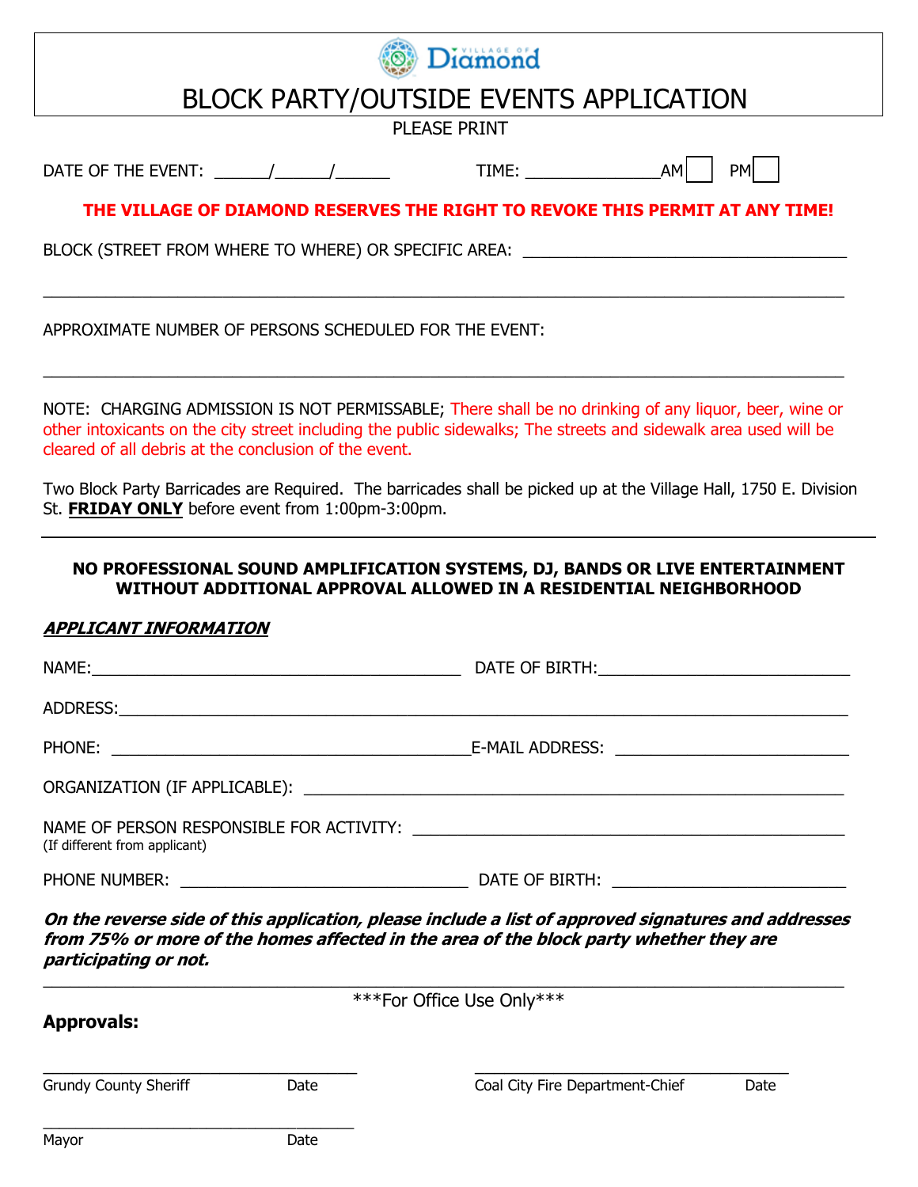Village of Diamond

# BLOCK PARTY/OUTSIDE EVENTS APPLICATION

PLEASE PRINT

DATE OF THE EVENT: ______/______/______ TIME: _______________AM ☐ PM ☐

**THE VILLAGE OF DIAMOND RESERVES THE RIGHT TO REVOKE THIS PERMIT AT ANY TIME!**

BLOCK (STREET FROM WHERE TO WHERE) OR SPECIFIC AREA: ____________________________________

______________________________________________________________________________

APPROXIMATE NUMBER OF PERSONS SCHEDULED FOR THE EVENT:

______________________________________________________________________________

NOTE: CHARGING ADMISSION IS NOT PERMISSABLE; There shall be no drinking of any liquor, beer, wine or other intoxicants on the city street including the public sidewalks; The streets and sidewalk area used will be cleared of all debris at the conclusion of the event.

Two Block Party Barricades are Required. The barricades shall be picked up at the Village Hall, 1750 E. Division St. **FRIDAY ONLY** before event from 1:00pm-3:00pm.

---

**NO PROFESSIONAL SOUND AMPLIFICATION SYSTEMS, DJ, BANDS OR LIVE ENTERTAINMENT WITHOUT ADDITIONAL APPROVAL ALLOWED IN A RESIDENTIAL NEIGHBORHOOD**

***APPLICANT INFORMATION***

NAME:__________________________________________ DATE OF BIRTH:____________________________

ADDRESS:______________________________________________________________________________

PHONE: _________________________________________E-MAIL ADDRESS: __________________________

ORGANIZATION (IF APPLICABLE): ___________________________________________________________

NAME OF PERSON RESPONSIBLE FOR ACTIVITY: _______________________________________________
(If different from applicant)

PHONE NUMBER: _________________________________ DATE OF BIRTH: __________________________

***On the reverse side of this application, please include a list of approved signatures and addresses from 75% or more of the homes affected in the area of the block party whether they are participating or not.***

______________________________________________________________________________

***For Office Use Only***

**Approvals:**

_________________________________ _________________________________
Grundy County Sheriff Date Coal City Fire Department-Chief Date

_________________________________
Mayor Date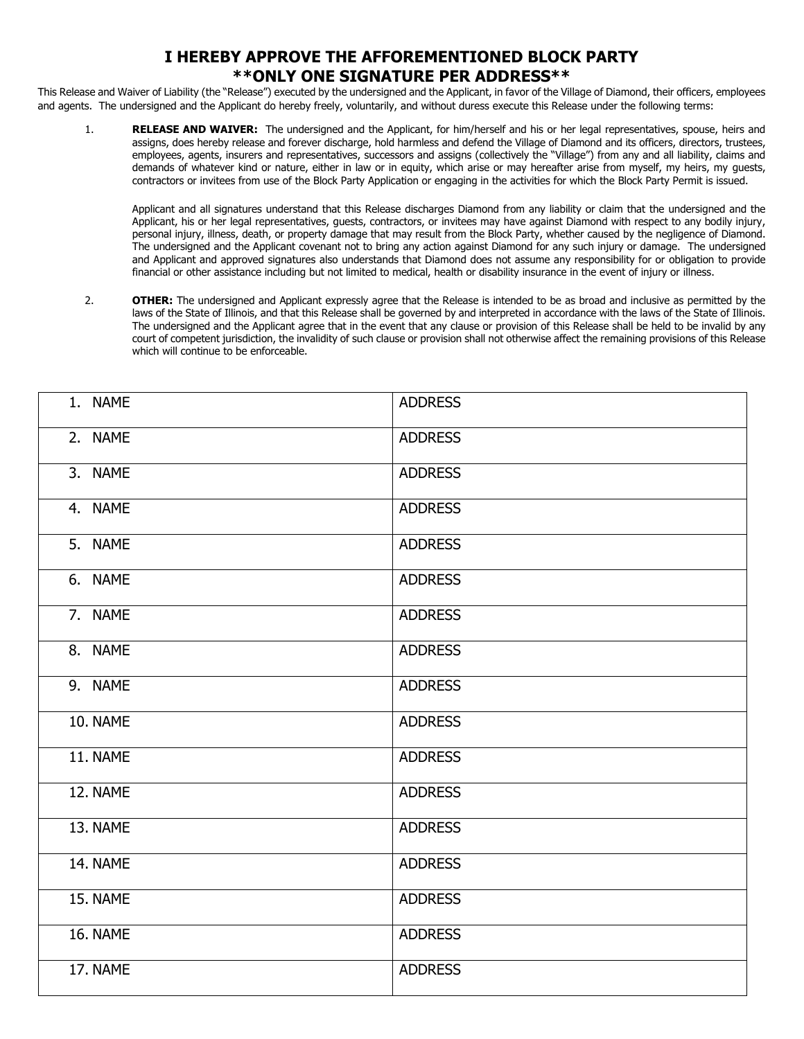# I HEREBY APPROVE THE AFFOREMENTIONED BLOCK PARTY
## **ONLY ONE SIGNATURE PER ADDRESS**

This Release and Waiver of Liability (the "Release") executed by the undersigned and the Applicant, in favor of the Village of Diamond, their officers, employees and agents. The undersigned and the Applicant do hereby freely, voluntarily, and without duress execute this Release under the following terms:

1. **RELEASE AND WAIVER:** The undersigned and the Applicant, for him/herself and his or her legal representatives, spouse, heirs and assigns, does hereby release and forever discharge, hold harmless and defend the Village of Diamond and its officers, directors, trustees, employees, agents, insurers and representatives, successors and assigns (collectively the "Village") from any and all liability, claims and demands of whatever kind or nature, either in law or in equity, which arise or may hereafter arise from myself, my heirs, my guests, contractors or invitees from use of the Block Party Application or engaging in the activities for which the Block Party Permit is issued.

   Applicant and all signatures understand that this Release discharges Diamond from any liability or claim that the undersigned and the Applicant, his or her legal representatives, guests, contractors, or invitees may have against Diamond with respect to any bodily injury, personal injury, illness, death, or property damage that may result from the Block Party, whether caused by the negligence of Diamond. The undersigned and the Applicant covenant not to bring any action against Diamond for any such injury or damage. The undersigned and Applicant and approved signatures also understands that Diamond does not assume any responsibility for or obligation to provide financial or other assistance including but not limited to medical, health or disability insurance in the event of injury or illness.

2. **OTHER:** The undersigned and Applicant expressly agree that the Release is intended to be as broad and inclusive as permitted by the laws of the State of Illinois, and that this Release shall be governed by and interpreted in accordance with the laws of the State of Illinois. The undersigned and the Applicant agree that in the event that any clause or provision of this Release shall be held to be invalid by any court of competent jurisdiction, the invalidity of such clause or provision shall not otherwise affect the remaining provisions of this Release which will continue to be enforceable.

| NAME | ADDRESS |
|---|---|
| 1. NAME | ADDRESS |
| 2. NAME | ADDRESS |
| 3. NAME | ADDRESS |
| 4. NAME | ADDRESS |
| 5. NAME | ADDRESS |
| 6. NAME | ADDRESS |
| 7. NAME | ADDRESS |
| 8. NAME | ADDRESS |
| 9. NAME | ADDRESS |
| 10. NAME | ADDRESS |
| 11. NAME | ADDRESS |
| 12. NAME | ADDRESS |
| 13. NAME | ADDRESS |
| 14. NAME | ADDRESS |
| 15. NAME | ADDRESS |
| 16. NAME | ADDRESS |
| 17. NAME | ADDRESS |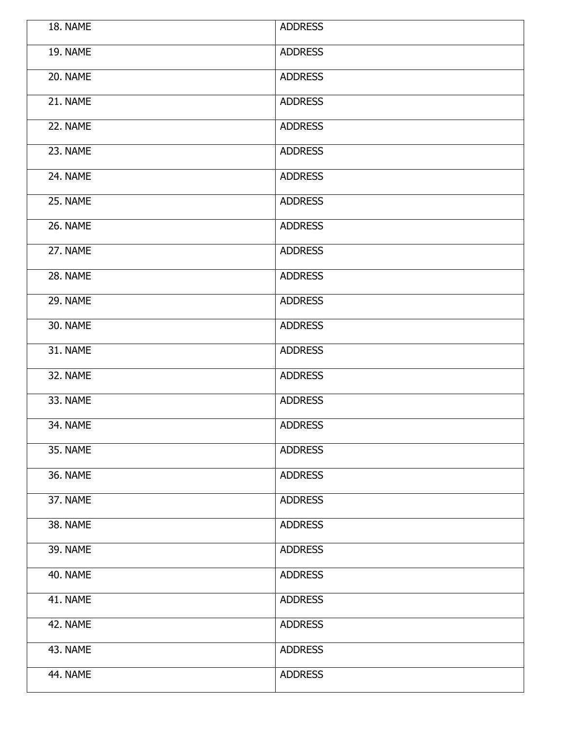| 18. NAME | ADDRESS |
| --- | --- |
| 19. NAME | ADDRESS |
| 20. NAME | ADDRESS |
| 21. NAME | ADDRESS |
| 22. NAME | ADDRESS |
| 23. NAME | ADDRESS |
| 24. NAME | ADDRESS |
| 25. NAME | ADDRESS |
| 26. NAME | ADDRESS |
| 27. NAME | ADDRESS |
| 28. NAME | ADDRESS |
| 29. NAME | ADDRESS |
| 30. NAME | ADDRESS |
| 31. NAME | ADDRESS |
| 32. NAME | ADDRESS |
| 33. NAME | ADDRESS |
| 34. NAME | ADDRESS |
| 35. NAME | ADDRESS |
| 36. NAME | ADDRESS |
| 37. NAME | ADDRESS |
| 38. NAME | ADDRESS |
| 39. NAME | ADDRESS |
| 40. NAME | ADDRESS |
| 41. NAME | ADDRESS |
| 42. NAME | ADDRESS |
| 43. NAME | ADDRESS |
| 44. NAME | ADDRESS |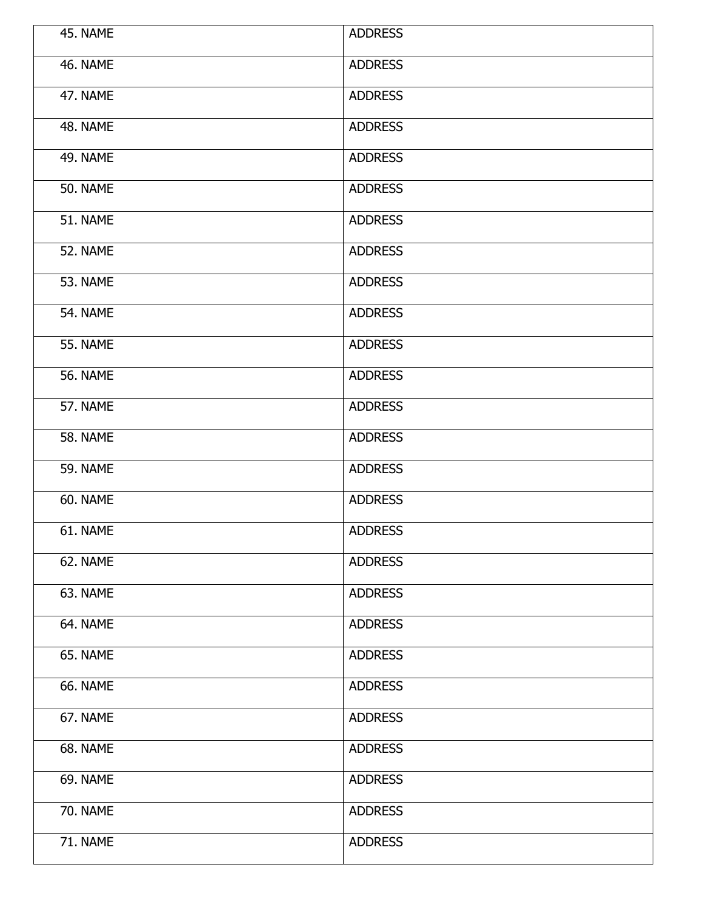| 45. NAME | ADDRESS |
|---|---|
| 46. NAME | ADDRESS |
| 47. NAME | ADDRESS |
| 48. NAME | ADDRESS |
| 49. NAME | ADDRESS |
| 50. NAME | ADDRESS |
| 51. NAME | ADDRESS |
| 52. NAME | ADDRESS |
| 53. NAME | ADDRESS |
| 54. NAME | ADDRESS |
| 55. NAME | ADDRESS |
| 56. NAME | ADDRESS |
| 57. NAME | ADDRESS |
| 58. NAME | ADDRESS |
| 59. NAME | ADDRESS |
| 60. NAME | ADDRESS |
| 61. NAME | ADDRESS |
| 62. NAME | ADDRESS |
| 63. NAME | ADDRESS |
| 64. NAME | ADDRESS |
| 65. NAME | ADDRESS |
| 66. NAME | ADDRESS |
| 67. NAME | ADDRESS |
| 68. NAME | ADDRESS |
| 69. NAME | ADDRESS |
| 70. NAME | ADDRESS |
| 71. NAME | ADDRESS |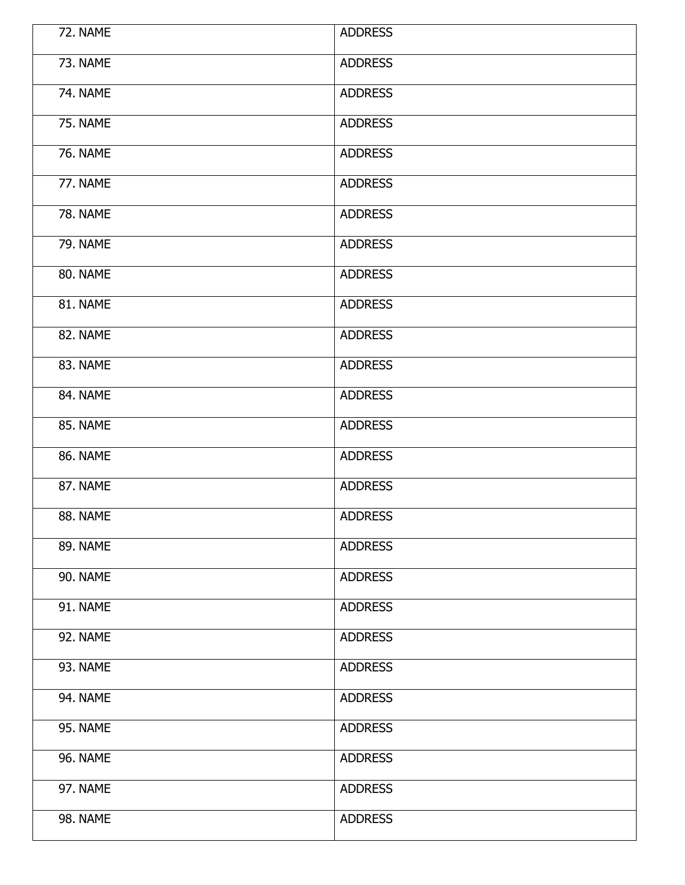| 72. NAME | ADDRESS |
|---|---|
| 73. NAME | ADDRESS |
| 74. NAME | ADDRESS |
| 75. NAME | ADDRESS |
| 76. NAME | ADDRESS |
| 77. NAME | ADDRESS |
| 78. NAME | ADDRESS |
| 79. NAME | ADDRESS |
| 80. NAME | ADDRESS |
| 81. NAME | ADDRESS |
| 82. NAME | ADDRESS |
| 83. NAME | ADDRESS |
| 84. NAME | ADDRESS |
| 85. NAME | ADDRESS |
| 86. NAME | ADDRESS |
| 87. NAME | ADDRESS |
| 88. NAME | ADDRESS |
| 89. NAME | ADDRESS |
| 90. NAME | ADDRESS |
| 91. NAME | ADDRESS |
| 92. NAME | ADDRESS |
| 93. NAME | ADDRESS |
| 94. NAME | ADDRESS |
| 95. NAME | ADDRESS |
| 96. NAME | ADDRESS |
| 97. NAME | ADDRESS |
| 98. NAME | ADDRESS |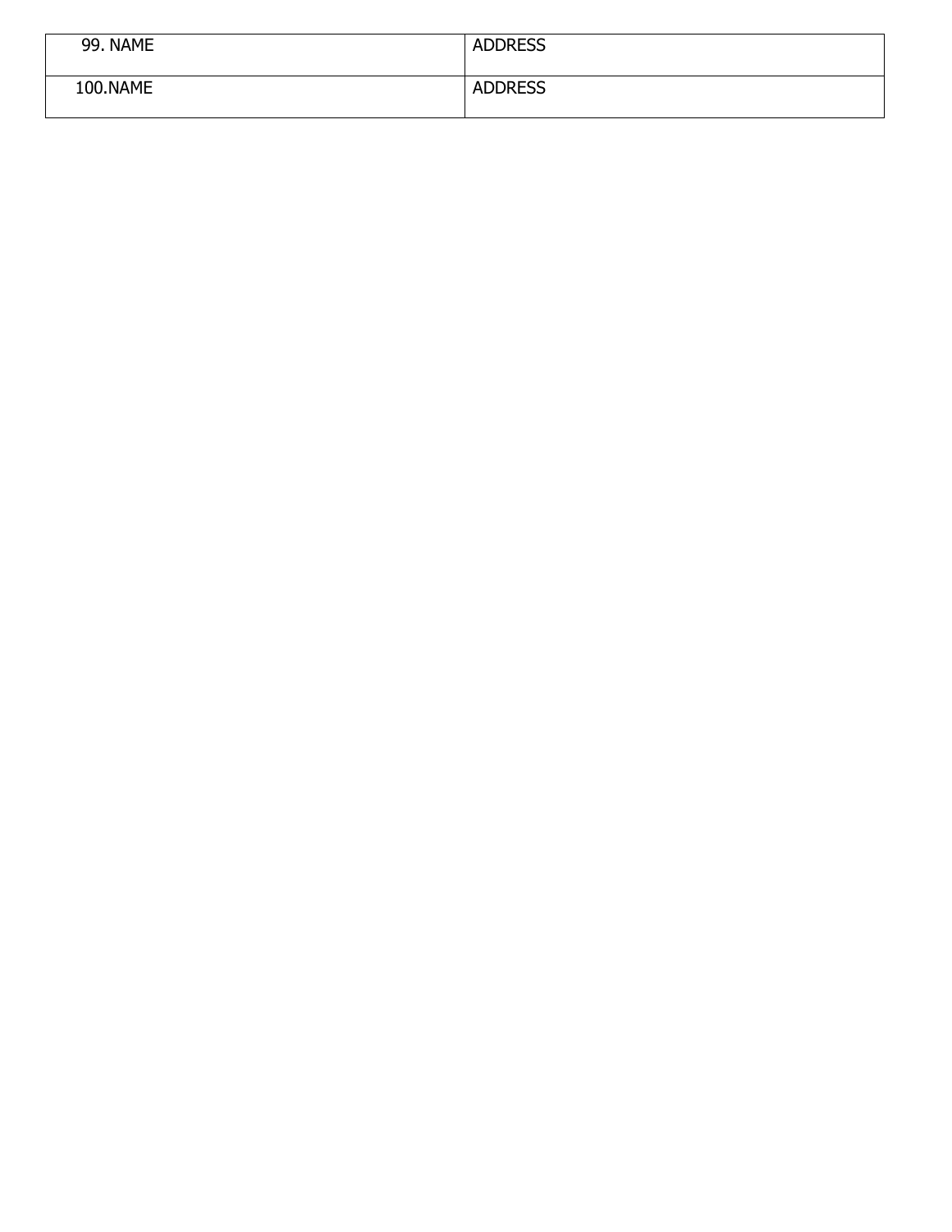| | |
|---|---|
| 99. NAME | ADDRESS |
| 100.NAME | ADDRESS |